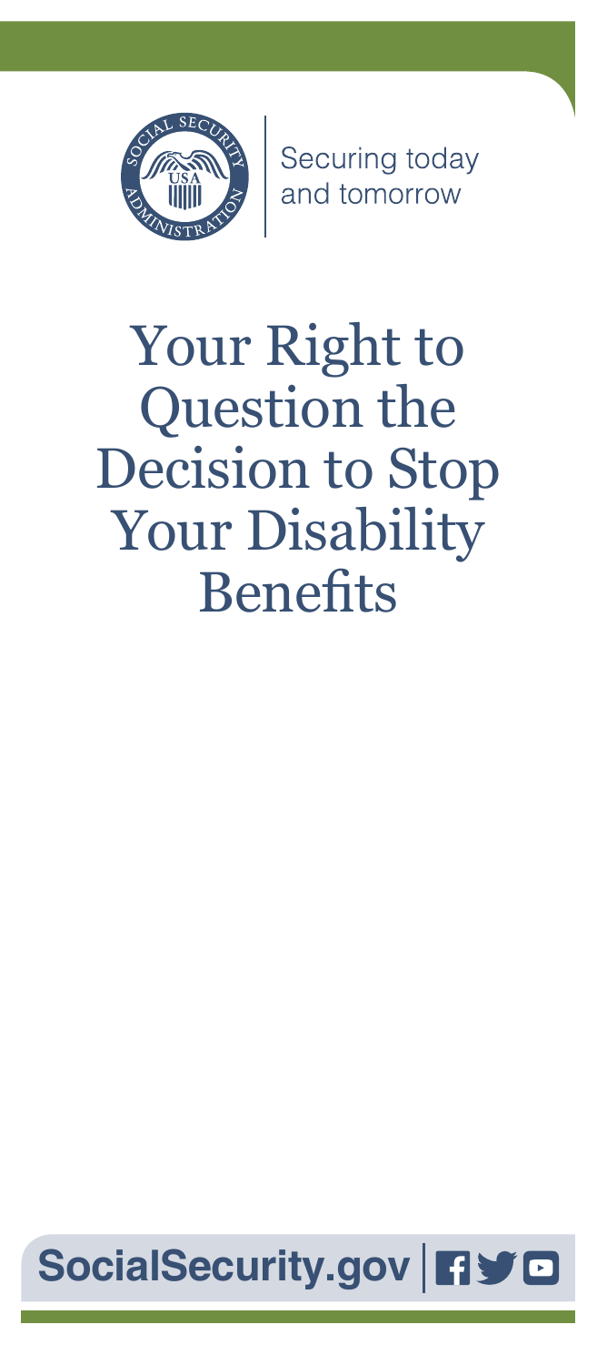Securing today and tomorrow

# Your Right to Question the Decision to Stop Your Disability Benefits

**SocialSecurity.gov**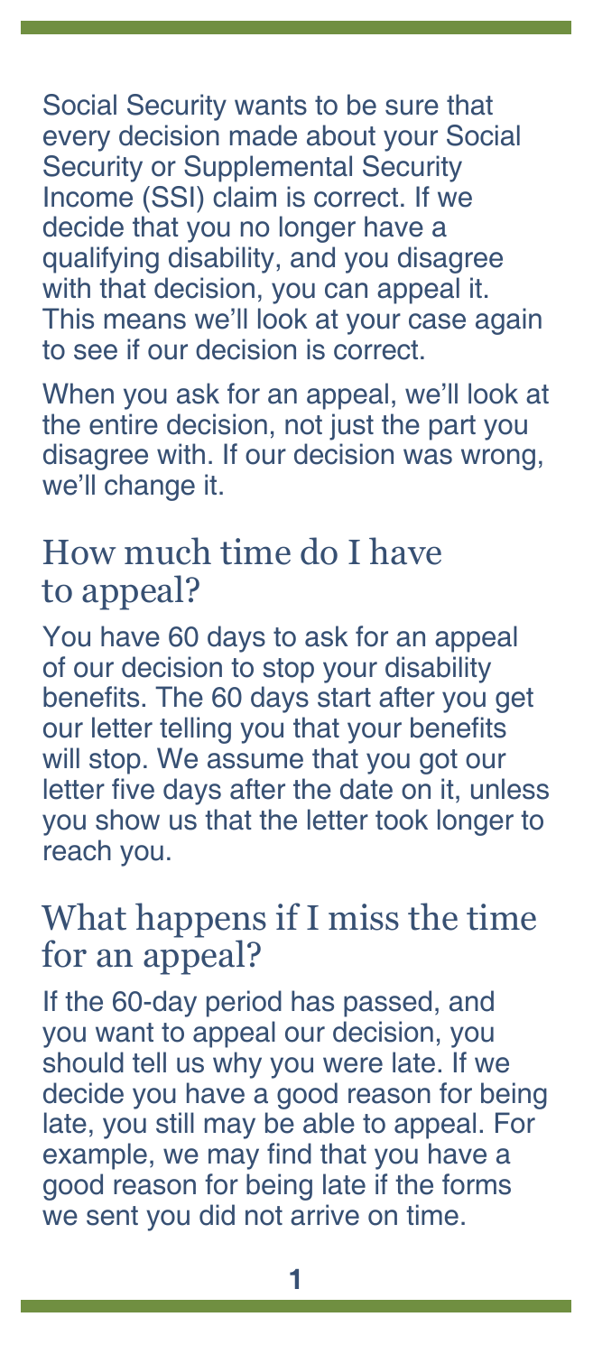Social Security wants to be sure that every decision made about your Social Security or Supplemental Security Income (SSI) claim is correct. If we decide that you no longer have a qualifying disability, and you disagree with that decision, you can appeal it. This means we'll look at your case again to see if our decision is correct.

When you ask for an appeal, we'll look at the entire decision, not just the part you disagree with. If our decision was wrong, we'll change it.

## How much time do I have to appeal?

You have 60 days to ask for an appeal of our decision to stop your disability benefits. The 60 days start after you get our letter telling you that your benefits will stop. We assume that you got our letter five days after the date on it, unless you show us that the letter took longer to reach you.

## What happens if I miss the time for an appeal?

If the 60-day period has passed, and you want to appeal our decision, you should tell us why you were late. If we decide you have a good reason for being late, you still may be able to appeal. For example, we may find that you have a good reason for being late if the forms we sent you did not arrive on time.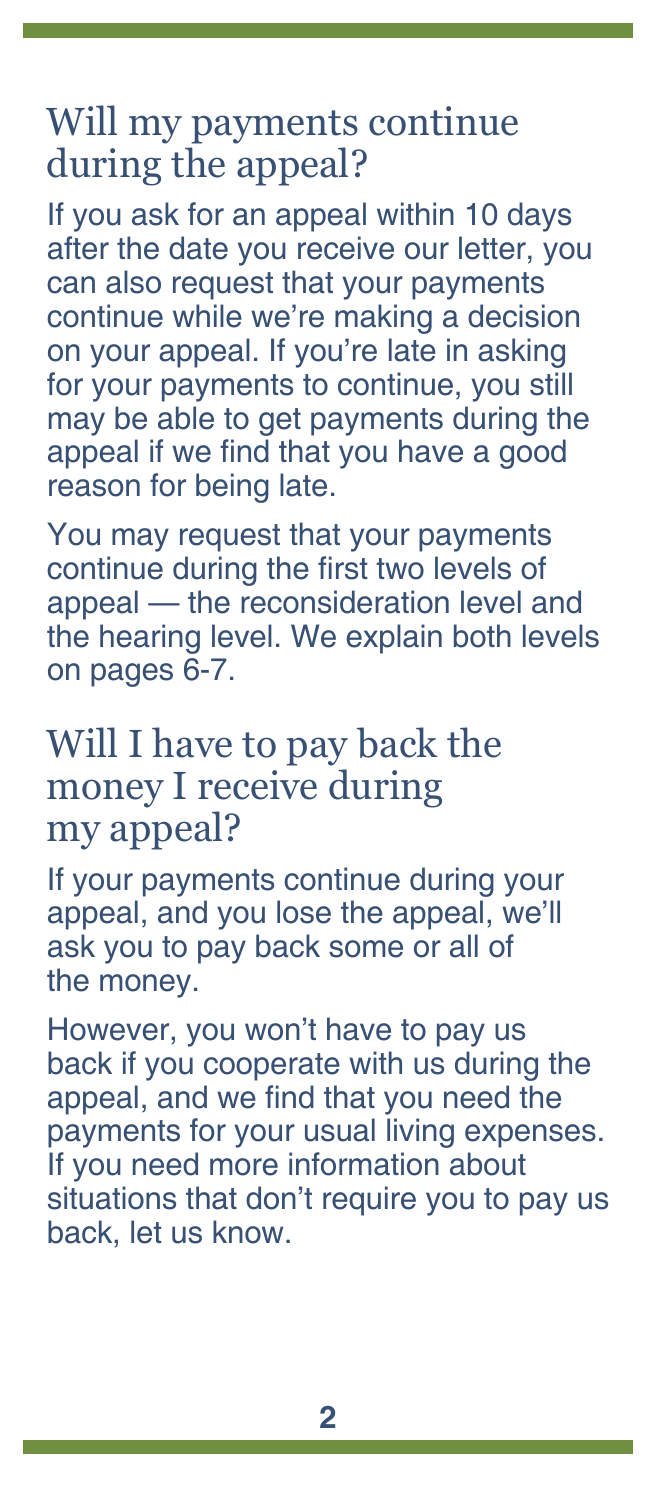## Will my payments continue during the appeal?

If you ask for an appeal within 10 days after the date you receive our letter, you can also request that your payments continue while we're making a decision on your appeal. If you're late in asking for your payments to continue, you still may be able to get payments during the appeal if we find that you have a good reason for being late.

You may request that your payments continue during the first two levels of appeal — the reconsideration level and the hearing level. We explain both levels on pages 6-7.

## Will I have to pay back the money I receive during my appeal?

If your payments continue during your appeal, and you lose the appeal, we'll ask you to pay back some or all of the money.

However, you won't have to pay us back if you cooperate with us during the appeal, and we find that you need the payments for your usual living expenses. If you need more information about situations that don't require you to pay us back, let us know.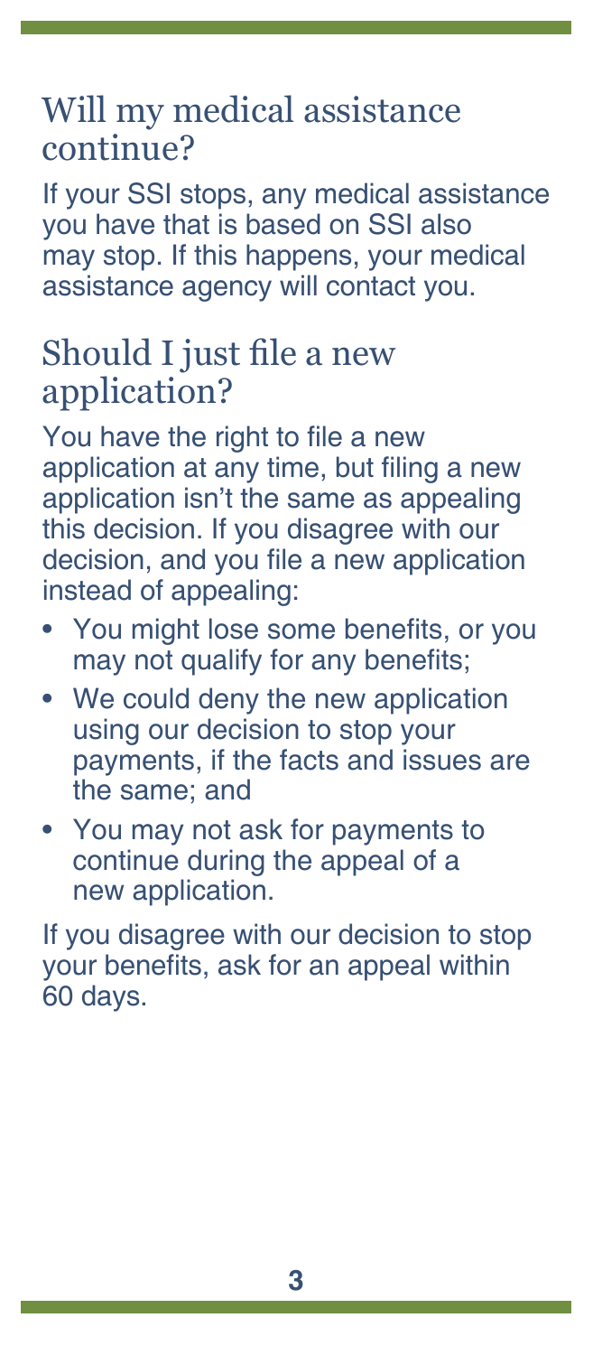## Will my medical assistance continue?

If your SSI stops, any medical assistance you have that is based on SSI also may stop. If this happens, your medical assistance agency will contact you.

## Should I just file a new application?

You have the right to file a new application at any time, but filing a new application isn't the same as appealing this decision. If you disagree with our decision, and you file a new application instead of appealing:

- You might lose some benefits, or you may not qualify for any benefits;
- We could deny the new application using our decision to stop your payments, if the facts and issues are the same; and
- You may not ask for payments to continue during the appeal of a new application.

If you disagree with our decision to stop your benefits, ask for an appeal within 60 days.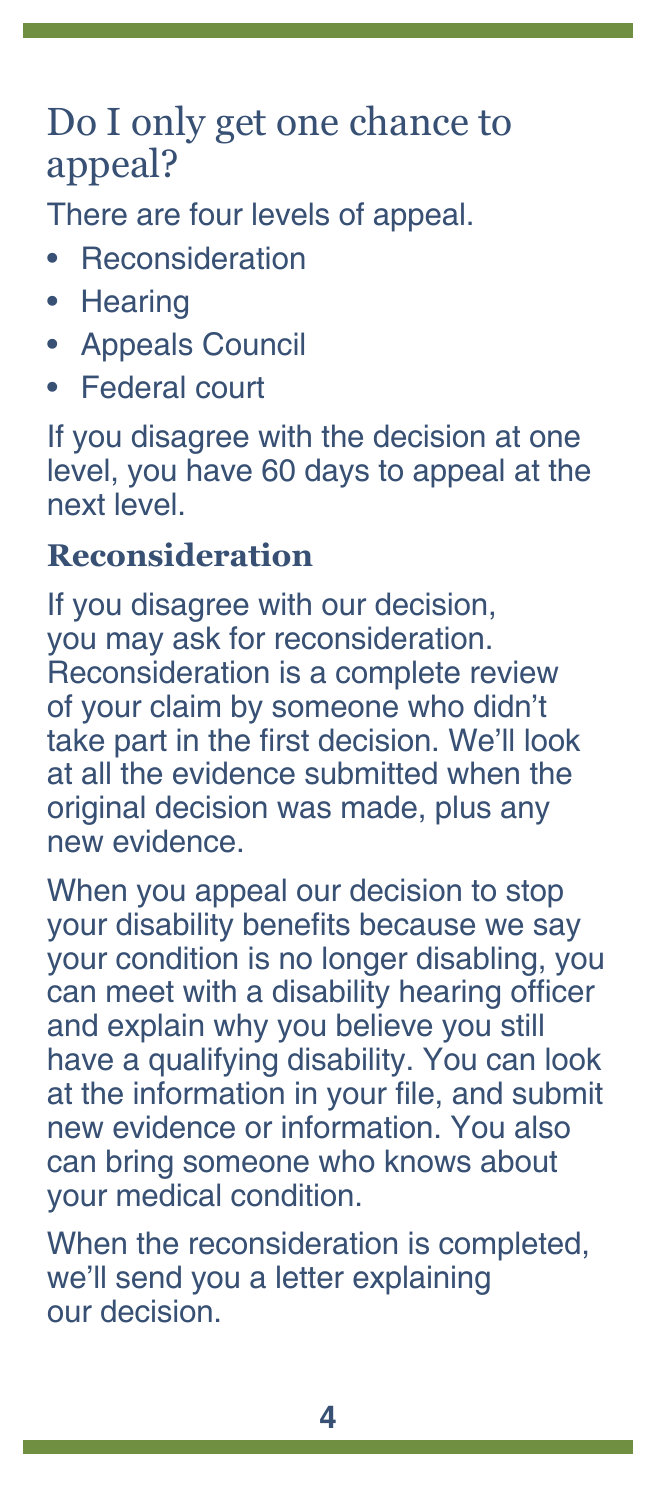## Do I only get one chance to appeal?

There are four levels of appeal.

- Reconsideration
- Hearing
- Appeals Council
- Federal court

If you disagree with the decision at one level, you have 60 days to appeal at the next level.

### Reconsideration

If you disagree with our decision, you may ask for reconsideration. Reconsideration is a complete review of your claim by someone who didn't take part in the first decision. We'll look at all the evidence submitted when the original decision was made, plus any new evidence.

When you appeal our decision to stop your disability benefits because we say your condition is no longer disabling, you can meet with a disability hearing officer and explain why you believe you still have a qualifying disability. You can look at the information in your file, and submit new evidence or information. You also can bring someone who knows about your medical condition.

When the reconsideration is completed, we'll send you a letter explaining our decision.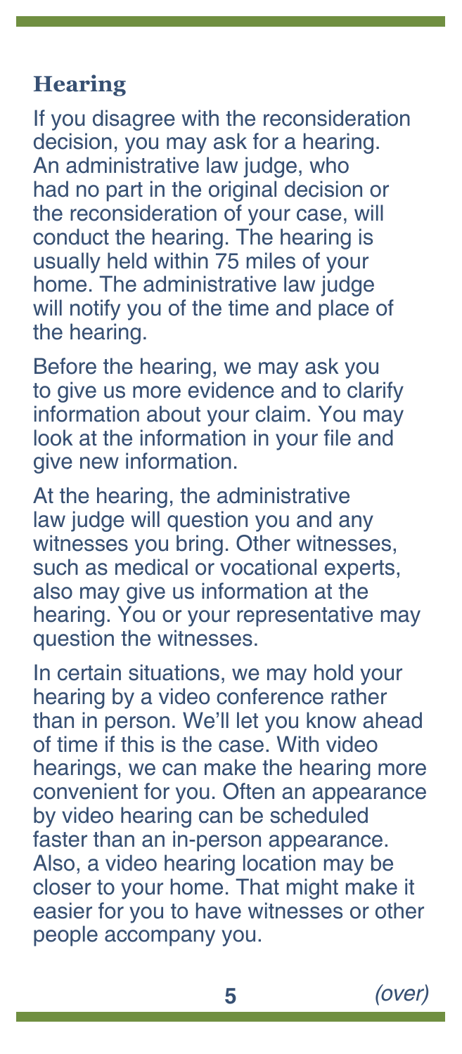## Hearing

If you disagree with the reconsideration decision, you may ask for a hearing. An administrative law judge, who had no part in the original decision or the reconsideration of your case, will conduct the hearing. The hearing is usually held within 75 miles of your home. The administrative law judge will notify you of the time and place of the hearing.

Before the hearing, we may ask you to give us more evidence and to clarify information about your claim. You may look at the information in your file and give new information.

At the hearing, the administrative law judge will question you and any witnesses you bring. Other witnesses, such as medical or vocational experts, also may give us information at the hearing. You or your representative may question the witnesses.

In certain situations, we may hold your hearing by a video conference rather than in person. We'll let you know ahead of time if this is the case. With video hearings, we can make the hearing more convenient for you. Often an appearance by video hearing can be scheduled faster than an in-person appearance. Also, a video hearing location may be closer to your home. That might make it easier for you to have witnesses or other people accompany you.

*(over)*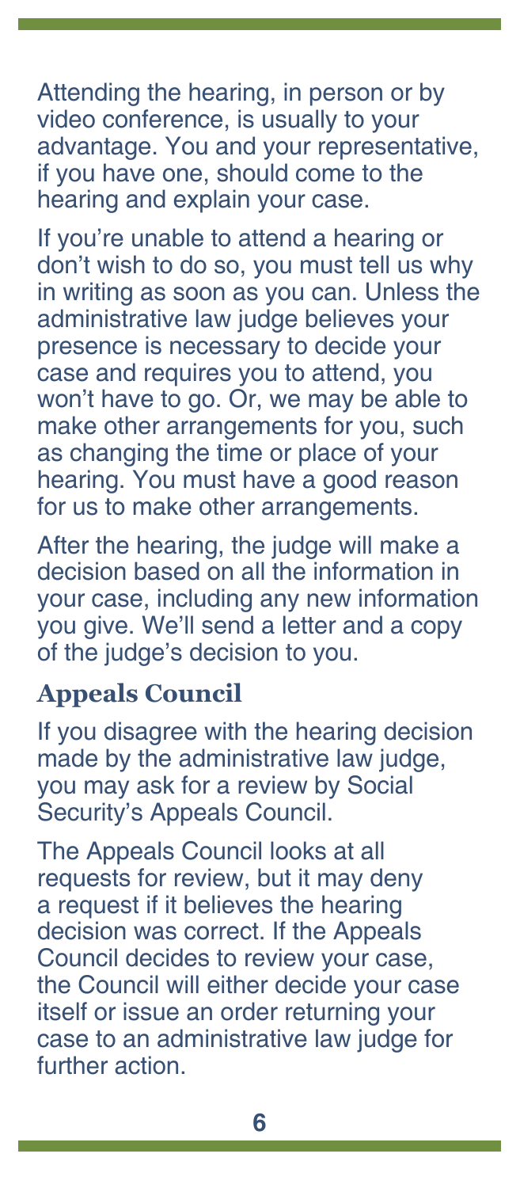Attending the hearing, in person or by video conference, is usually to your advantage. You and your representative, if you have one, should come to the hearing and explain your case.

If you're unable to attend a hearing or don't wish to do so, you must tell us why in writing as soon as you can. Unless the administrative law judge believes your presence is necessary to decide your case and requires you to attend, you won't have to go. Or, we may be able to make other arrangements for you, such as changing the time or place of your hearing. You must have a good reason for us to make other arrangements.

After the hearing, the judge will make a decision based on all the information in your case, including any new information you give. We'll send a letter and a copy of the judge's decision to you.

## Appeals Council

If you disagree with the hearing decision made by the administrative law judge, you may ask for a review by Social Security's Appeals Council.

The Appeals Council looks at all requests for review, but it may deny a request if it believes the hearing decision was correct. If the Appeals Council decides to review your case, the Council will either decide your case itself or issue an order returning your case to an administrative law judge for further action.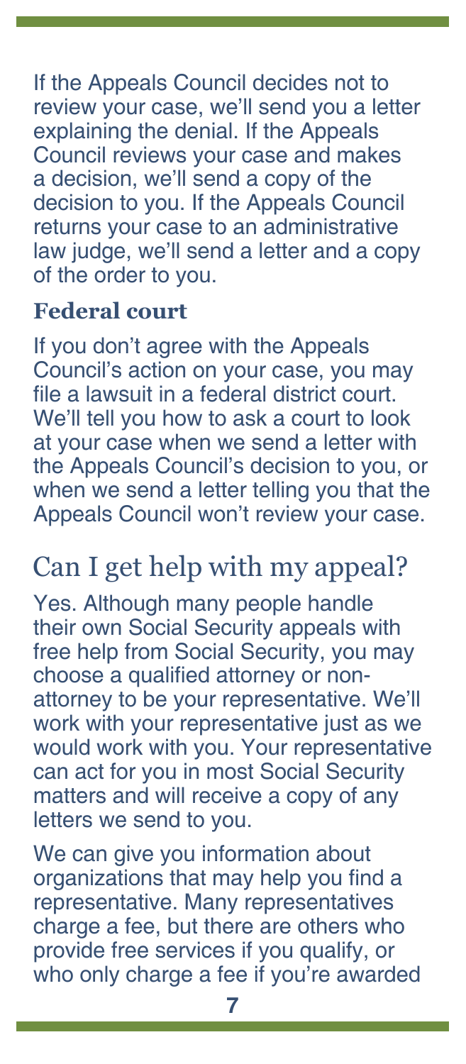If the Appeals Council decides not to review your case, we'll send you a letter explaining the denial. If the Appeals Council reviews your case and makes a decision, we'll send a copy of the decision to you. If the Appeals Council returns your case to an administrative law judge, we'll send a letter and a copy of the order to you.

### Federal court

If you don't agree with the Appeals Council's action on your case, you may file a lawsuit in a federal district court. We'll tell you how to ask a court to look at your case when we send a letter with the Appeals Council's decision to you, or when we send a letter telling you that the Appeals Council won't review your case.

## Can I get help with my appeal?

Yes. Although many people handle their own Social Security appeals with free help from Social Security, you may choose a qualified attorney or non-attorney to be your representative. We'll work with your representative just as we would work with you. Your representative can act for you in most Social Security matters and will receive a copy of any letters we send to you.

We can give you information about organizations that may help you find a representative. Many representatives charge a fee, but there are others who provide free services if you qualify, or who only charge a fee if you're awarded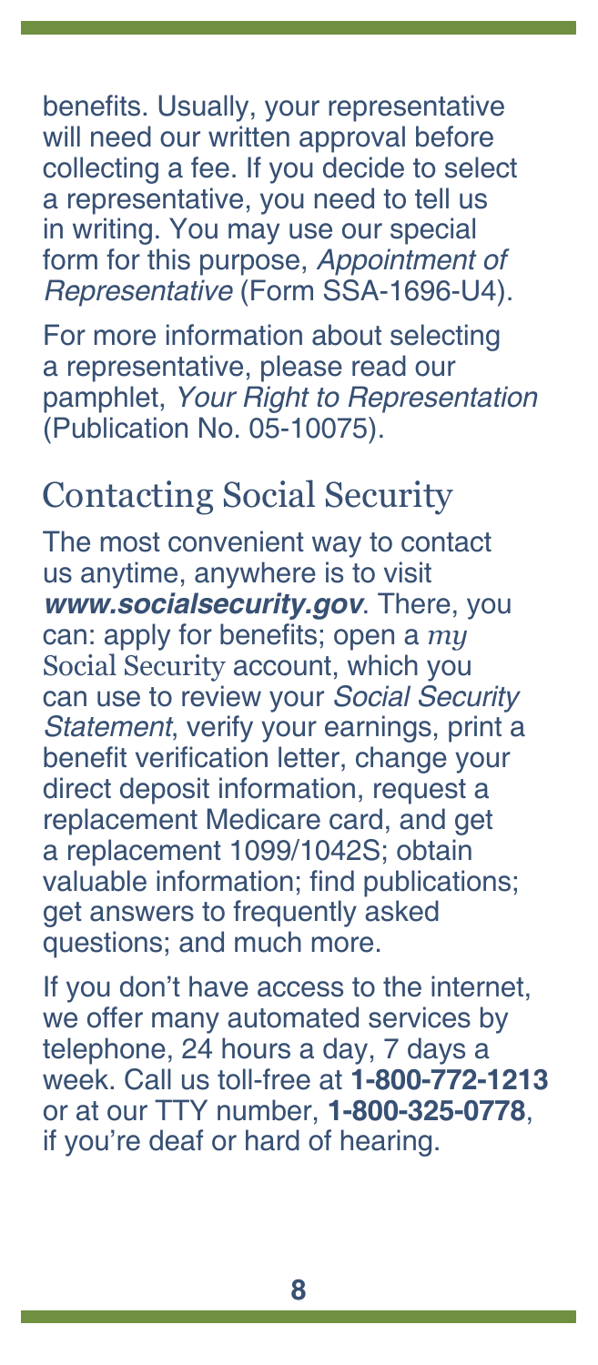benefits. Usually, your representative will need our written approval before collecting a fee. If you decide to select a representative, you need to tell us in writing. You may use our special form for this purpose, *Appointment of Representative* (Form SSA-1696-U4).

For more information about selecting a representative, please read our pamphlet, *Your Right to Representation* (Publication No. 05-10075).

## Contacting Social Security

The most convenient way to contact us anytime, anywhere is to visit ***www.socialsecurity.gov***. There, you can: apply for benefits; open a *my* Social Security account, which you can use to review your *Social Security Statement*, verify your earnings, print a benefit verification letter, change your direct deposit information, request a replacement Medicare card, and get a replacement 1099/1042S; obtain valuable information; find publications; get answers to frequently asked questions; and much more.

If you don't have access to the internet, we offer many automated services by telephone, 24 hours a day, 7 days a week. Call us toll-free at **1-800-772-1213** or at our TTY number, **1-800-325-0778**, if you're deaf or hard of hearing.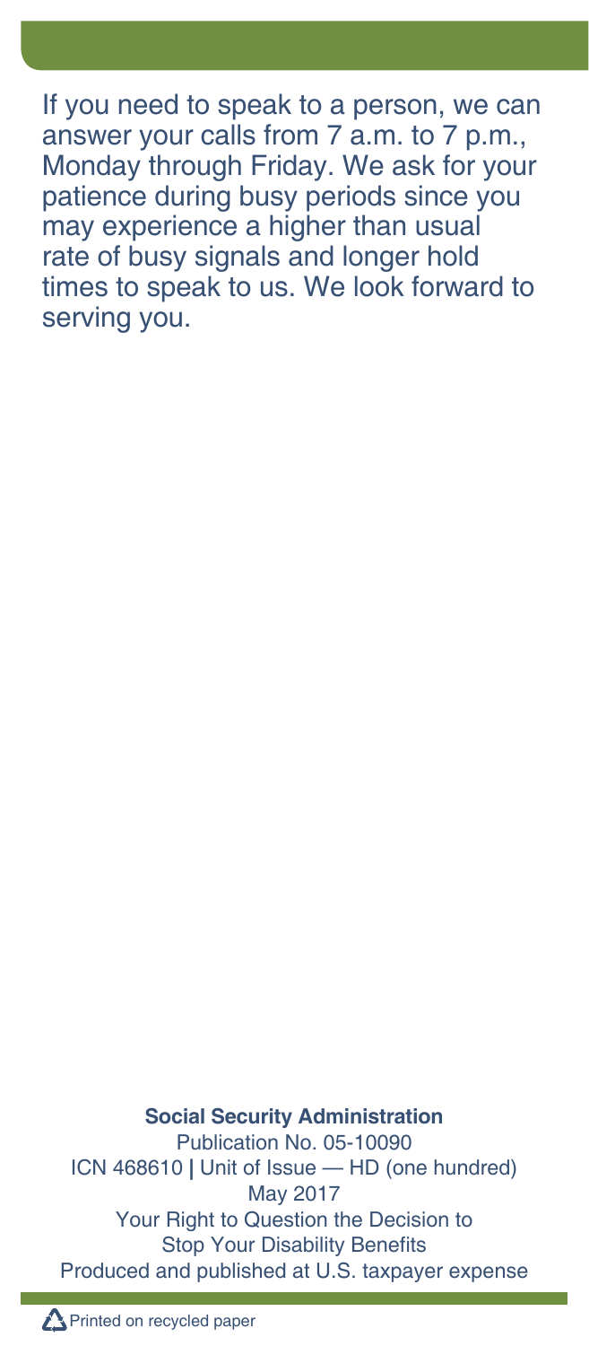If you need to speak to a person, we can answer your calls from 7 a.m. to 7 p.m., Monday through Friday. We ask for your patience during busy periods since you may experience a higher than usual rate of busy signals and longer hold times to speak to us. We look forward to serving you.

**Social Security Administration**

Publication No. 05-10090

ICN 468610 | Unit of Issue — HD (one hundred)

May 2017

Your Right to Question the Decision to Stop Your Disability Benefits

Produced and published at U.S. taxpayer expense

Printed on recycled paper